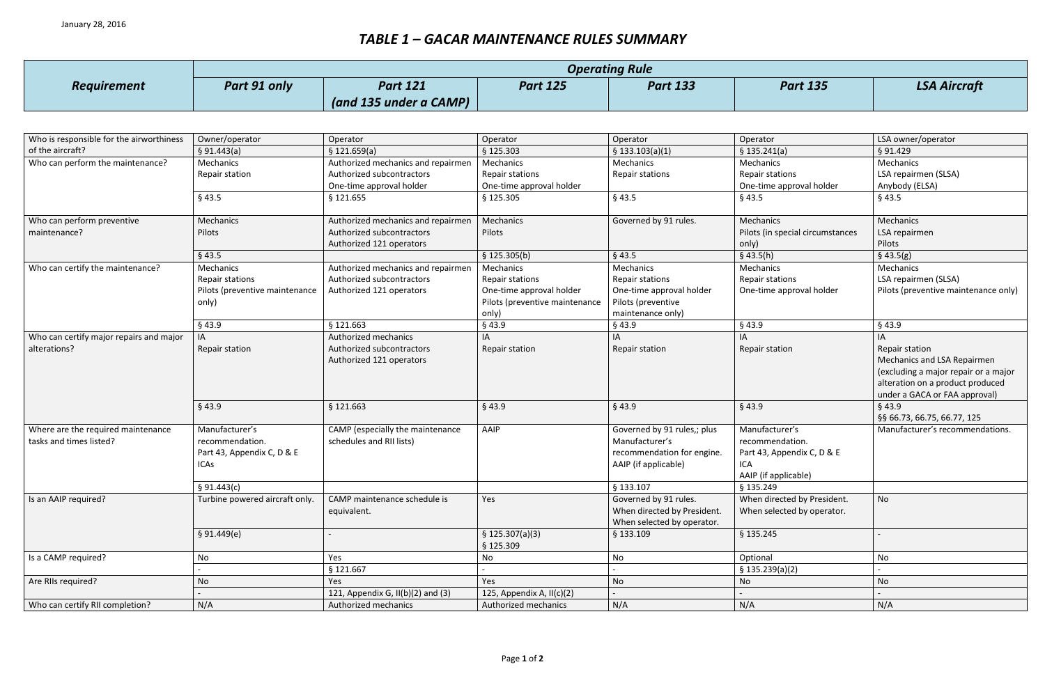January 28, 2016

# *TABLE 1 – GACAR MAINTENANCE RULES SUMMARY*

| ***Requirement*** | ***Operating Rule*** | | | | | |
|---|---|---|---|---|---|---|
| | ***Part 91 only*** | ***Part 121 (and 135 under a CAMP)*** | ***Part 125*** | ***Part 133*** | ***Part 135*** | ***LSA Aircraft*** |
| Who is responsible for the airworthiness of the aircraft? | Owner/operator | Operator | Operator | Operator | Operator | LSA owner/operator |
| | § 91.443(a) | § 121.659(a) | § 125.303 | § 133.103(a)(1) | § 135.241(a) | § 91.429 |
| Who can perform the maintenance? | Mechanics<br>Repair station | Authorized mechanics and repairmen<br>Authorized subcontractors<br>One-time approval holder | Mechanics<br>Repair stations<br>One-time approval holder | Mechanics<br>Repair stations | Mechanics<br>Repair stations<br>One-time approval holder | Mechanics<br>LSA repairmen (SLSA)<br>Anybody (ELSA) |
| | § 43.5 | § 121.655 | § 125.305 | § 43.5 | § 43.5 | § 43.5 |
| Who can perform preventive maintenance? | Mechanics<br>Pilots | Authorized mechanics and repairmen<br>Authorized subcontractors<br>Authorized 121 operators | Mechanics<br>Pilots | Governed by 91 rules. | Mechanics<br>Pilots (in special circumstances only) | Mechanics<br>LSA repairmen<br>Pilots |
| | § 43.5 | | § 125.305(b) | § 43.5 | § 43.5(h) | § 43.5(g) |
| Who can certify the maintenance? | Mechanics<br>Repair stations<br>Pilots (preventive maintenance only) | Authorized mechanics and repairmen<br>Authorized subcontractors<br>Authorized 121 operators | Mechanics<br>Repair stations<br>One-time approval holder<br>Pilots (preventive maintenance only) | Mechanics<br>Repair stations<br>One-time approval holder<br>Pilots (preventive maintenance only) | Mechanics<br>Repair stations<br>One-time approval holder | Mechanics<br>LSA repairmen (SLSA)<br>Pilots (preventive maintenance only) |
| | § 43.9 | § 121.663 | § 43.9 | § 43.9 | § 43.9 | § 43.9 |
| Who can certify major repairs and major alterations? | IA<br>Repair station | Authorized mechanics<br>Authorized subcontractors<br>Authorized 121 operators | IA<br>Repair station | IA<br>Repair station | IA<br>Repair station | IA<br>Repair station<br>Mechanics and LSA Repairmen (excluding a major repair or a major alteration on a product produced under a GACA or FAA approval) |
| | § 43.9 | § 121.663 | § 43.9 | § 43.9 | § 43.9 | § 43.9<br>§§ 66.73, 66.75, 66.77, 125 |
| Where are the required maintenance tasks and times listed? | Manufacturer's recommendation.<br>Part 43, Appendix C, D & E<br>ICAs | CAMP (especially the maintenance schedules and RII lists) | AAIP | Governed by 91 rules,; plus Manufacturer's recommendation for engine.<br>AAIP (if applicable) | Manufacturer's recommendation.<br>Part 43, Appendix C, D & E<br>ICA<br>AAIP (if applicable) | Manufacturer's recommendations. |
| | § 91.443(c) | | | § 133.107 | § 135.249 | |
| Is an AAIP required? | Turbine powered aircraft only. | CAMP maintenance schedule is equivalent. | Yes | Governed by 91 rules.<br>When directed by President.<br>When selected by operator. | When directed by President.<br>When selected by operator. | No |
| | § 91.449(e) | - | § 125.307(a)(3)<br>§ 125.309 | § 133.109 | § 135.245 | - |
| Is a CAMP required? | No | Yes | No | No | Optional | No |
| | - | § 121.667 | - | - | § 135.239(a)(2) | - |
| Are RIIs required? | No | Yes | Yes | No | No | No |
| | - | 121, Appendix G, II(b)(2) and (3) | 125, Appendix A, II(c)(2) | - | - | - |
| Who can certify RII completion? | N/A | Authorized mechanics | Authorized mechanics | N/A | N/A | N/A |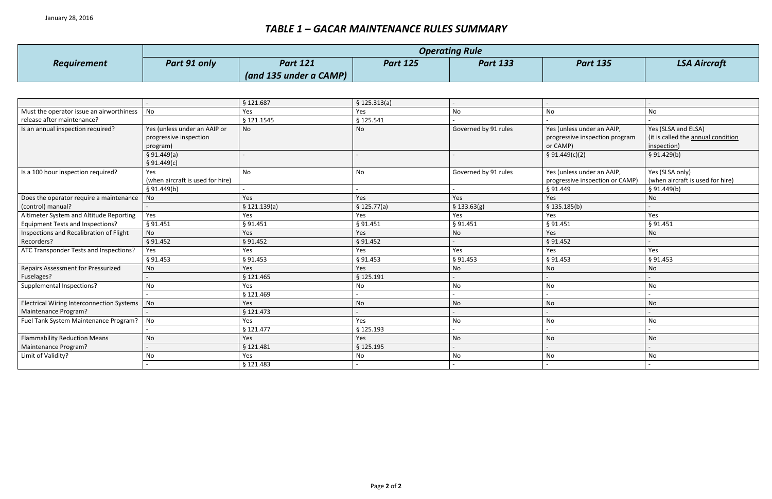# *TABLE 1 – GACAR MAINTENANCE RULES SUMMARY*

| *Requirement* | *Operating Rule* | | | | | |
|---|---|---|---|---|---|---|
| | *Part 91 only* | *Part 121 (and 135 under a CAMP)* | *Part 125* | *Part 133* | *Part 135* | *LSA Aircraft* |
| | - | § 121.687 | § 125.313(a) | - | - | - |
| Must the operator issue an airworthiness release after maintenance? | No | Yes | Yes | No | No | No |
| | | § 121.1545 | § 125.541 | - | - | - |
| Is an annual inspection required? | Yes (unless under an AAIP or progressive inspection program) | No | No | Governed by 91 rules | Yes (unless under an AAIP, progressive inspection program or CAMP) | Yes (SLSA and ELSA) (it is called the annual condition inspection) |
| | § 91.449(a) § 91.449(c) | - | - | - | § 91.449(c)(2) | § 91.429(b) |
| Is a 100 hour inspection required? | Yes (when aircraft is used for hire) | No | No | Governed by 91 rules | Yes (unless under an AAIP, progressive inspection or CAMP) | Yes (SLSA only) (when aircraft is used for hire) |
| | § 91.449(b) | - | - | - | § 91.449 | § 91.449(b) |
| Does the operator require a maintenance (control) manual? | No | Yes | Yes | Yes | Yes | No |
| | - | § 121.139(a) | § 125.77(a) | § 133.63(g) | § 135.185(b) | - |
| Altimeter System and Altitude Reporting Equipment Tests and Inspections? | Yes | Yes | Yes | Yes | Yes | Yes |
| | § 91.451 | § 91.451 | § 91.451 | § 91.451 | § 91.451 | § 91.451 |
| Inspections and Recalibration of Flight Recorders? | No | Yes | Yes | No | Yes | No |
| | § 91.452 | § 91.452 | § 91.452 | - | § 91.452 | - |
| ATC Transponder Tests and Inspections? | Yes | Yes | Yes | Yes | Yes | Yes |
| | § 91.453 | § 91.453 | § 91.453 | § 91.453 | § 91.453 | § 91.453 |
| Repairs Assessment for Pressurized Fuselages? | No | Yes | Yes | No | No | No |
| | - | § 121.465 | § 125.191 | - | - | - |
| Supplemental Inspections? | No | Yes | No | No | No | No |
| | - | § 121.469 | - | - | - | - |
| Electrical Wiring Interconnection Systems Maintenance Program? | No | Yes | No | No | No | No |
| | - | § 121.473 | - | - | - | - |
| Fuel Tank System Maintenance Program? | No | Yes | Yes | No | No | No |
| | - | § 121.477 | § 125.193 | - | - | - |
| Flammability Reduction Means Maintenance Program? | No | Yes | Yes | No | No | No |
| | - | § 121.481 | § 125.195 | - | - | - |
| Limit of Validity? | No | Yes | No | No | No | No |
| | - | § 121.483 | - | - | - | - |